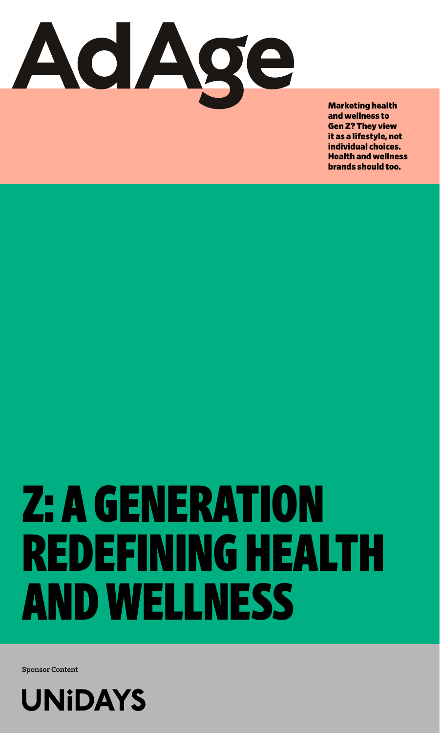AdAge

**Marketing health and wellness to Gen Z? They view it as a lifestyle, not individual choices. Health and wellness brands should too.**

# Z: A GENERATION REDEFINING HEALTH AND WELLNESS

Sponsor Content

UNiDAYS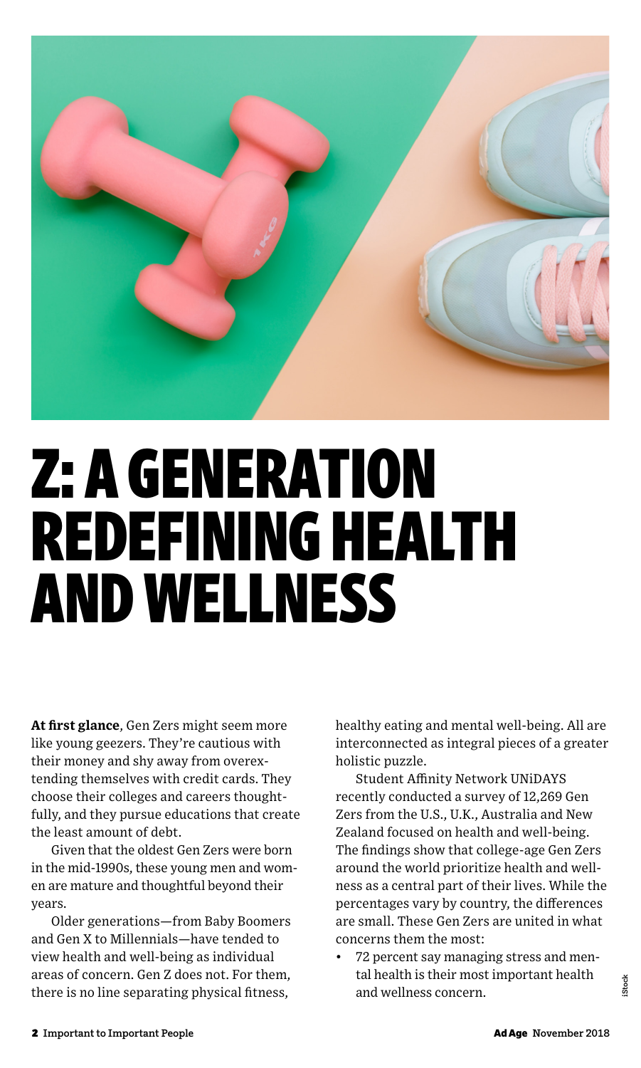# Z: A GENERATION REDEFINING HEALTH AND WELLNESS

**At first glance**, Gen Zers might seem more like young geezers. They're cautious with their money and shy away from overextending themselves with credit cards. They choose their colleges and careers thoughtfully, and they pursue educations that create the least amount of debt.

Given that the oldest Gen Zers were born in the mid-1990s, these young men and women are mature and thoughtful beyond their years.

Older generations—from Baby Boomers and Gen X to Millennials—have tended to view health and well-being as individual areas of concern. Gen Z does not. For them, there is no line separating physical fitness, healthy eating and mental well-being. All are interconnected as integral pieces of a greater holistic puzzle.

Student Affinity Network UNiDAYS recently conducted a survey of 12,269 Gen Zers from the U.S., U.K., Australia and New Zealand focused on health and well-being. The findings show that college-age Gen Zers around the world prioritize health and wellness as a central part of their lives. While the percentages vary by country, the differences are small. These Gen Zers are united in what concerns them the most:

- 72 percent say managing stress and mental health is their most important health and wellness concern.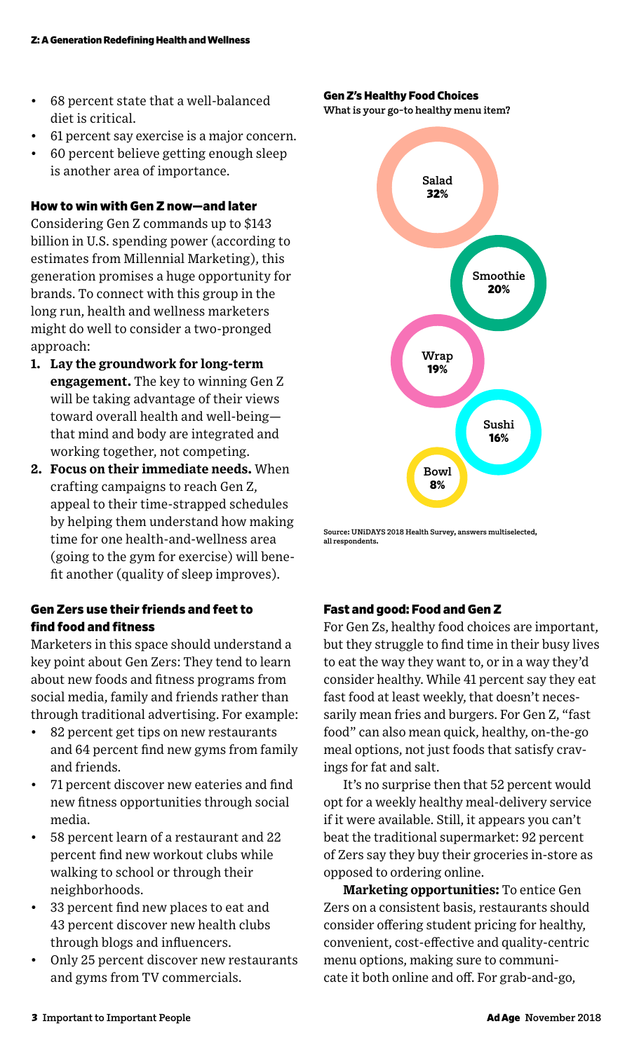- 68 percent state that a well-balanced diet is critical.
- 61 percent say exercise is a major concern.
- 60 percent believe getting enough sleep is another area of importance.

### How to win with Gen Z now—and later

Considering Gen Z commands up to $143 billion in U.S. spending power (according to estimates from Millennial Marketing), this generation promises a huge opportunity for brands. To connect with this group in the long run, health and wellness marketers might do well to consider a two-pronged approach:

1. **Lay the groundwork for long-term engagement.** The key to winning Gen Z will be taking advantage of their views toward overall health and well-being—that mind and body are integrated and working together, not competing.
2. **Focus on their immediate needs.** When crafting campaigns to reach Gen Z, appeal to their time-strapped schedules by helping them understand how making time for one health-and-wellness area (going to the gym for exercise) will benefit another (quality of sleep improves).

### Gen Zers use their friends and feet to find food and fitness

Marketers in this space should understand a key point about Gen Zers: They tend to learn about new foods and fitness programs from social media, family and friends rather than through traditional advertising. For example:

- 82 percent get tips on new restaurants and 64 percent find new gyms from family and friends.
- 71 percent discover new eateries and find new fitness opportunities through social media.
- 58 percent learn of a restaurant and 22 percent find new workout clubs while walking to school or through their neighborhoods.
- 33 percent find new places to eat and 43 percent discover new health clubs through blogs and influencers.
- Only 25 percent discover new restaurants and gyms from TV commercials.

**Gen Z's Healthy Food Choices**

What is your go-to healthy menu item?

| Item | Percent |
|---|---|
| Salad | 32% |
| Smoothie | 20% |
| Wrap | 19% |
| Sushi | 16% |
| Bowl | 8% |

Source: UNiDAYS 2018 Health Survey, answers multiselected, all respondents.

### Fast and good: Food and Gen Z

For Gen Zs, healthy food choices are important, but they struggle to find time in their busy lives to eat the way they want to, or in a way they'd consider healthy. While 41 percent say they eat fast food at least weekly, that doesn't necessarily mean fries and burgers. For Gen Z, "fast food" can also mean quick, healthy, on-the-go meal options, not just foods that satisfy cravings for fat and salt.

It's no surprise then that 52 percent would opt for a weekly healthy meal-delivery service if it were available. Still, it appears you can't beat the traditional supermarket: 92 percent of Zers say they buy their groceries in-store as opposed to ordering online.

**Marketing opportunities:** To entice Gen Zers on a consistent basis, restaurants should consider offering student pricing for healthy, convenient, cost-effective and quality-centric menu options, making sure to communicate it both online and off. For grab-and-go,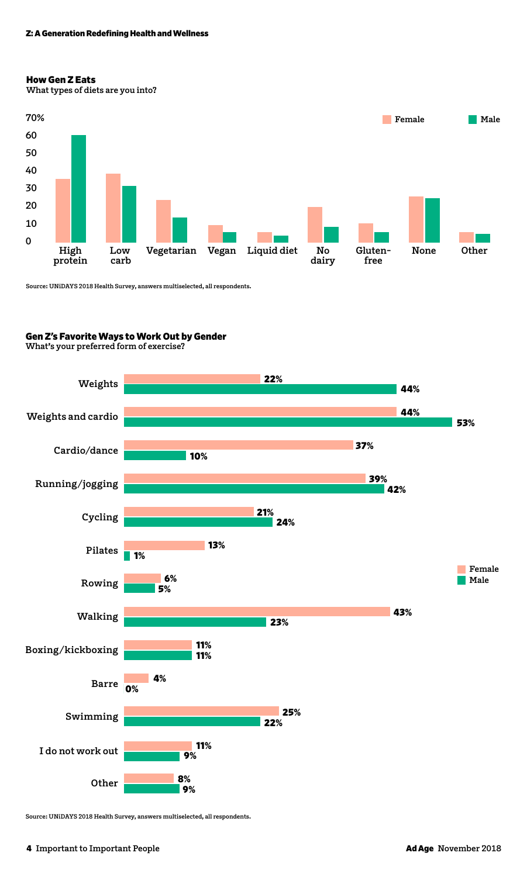## How Gen Z Eats

What types of diets are you into?

Female / Male

High protein, Low carb, Vegetarian, Vegan, Liquid diet, No dairy, Gluten-free, None, Other

Source: UNiDAYS 2018 Health Survey, answers multiselected, all respondents.

## Gen Z's Favorite Ways to Work Out by Gender

What's your preferred form of exercise?

| | Female | Male |
|---|---|---|
| Weights | 22% | 44% |
| Weights and cardio | 44% | 53% |
| Cardio/dance | 37% | 10% |
| Running/jogging | 39% | 42% |
| Cycling | 21% | 24% |
| Pilates | 13% | 1% |
| Rowing | 6% | 5% |
| Walking | 43% | 23% |
| Boxing/kickboxing | 11% | 11% |
| Barre | 4% | 0% |
| Swimming | 25% | 22% |
| I do not work out | 11% | 9% |
| Other | 8% | 9% |

Source: UNiDAYS 2018 Health Survey, answers multiselected, all respondents.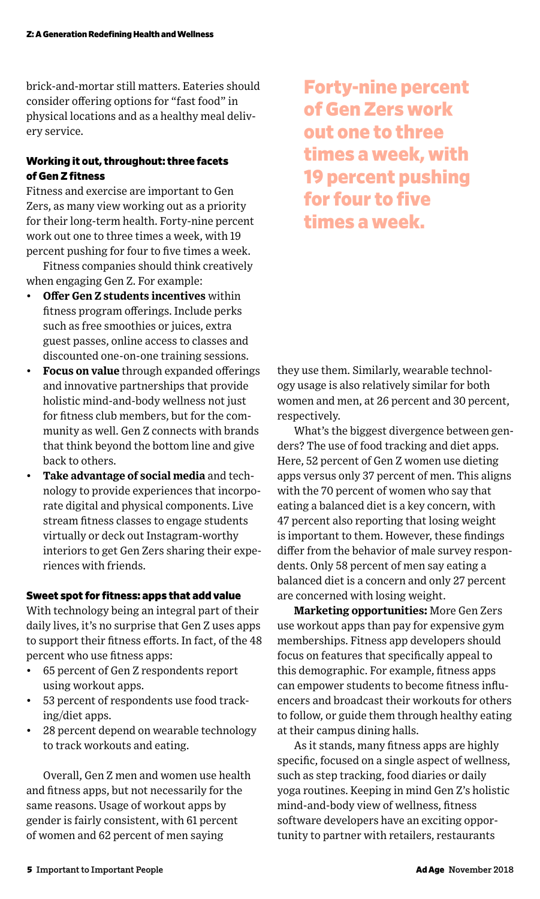brick-and-mortar still matters. Eateries should consider offering options for "fast food" in physical locations and as a healthy meal delivery service.

### Working it out, throughout: three facets of Gen Z fitness

Fitness and exercise are important to Gen Zers, as many view working out as a priority for their long-term health. Forty-nine percent work out one to three times a week, with 19 percent pushing for four to five times a week.

Fitness companies should think creatively when engaging Gen Z. For example:

- **Offer Gen Z students incentives** within fitness program offerings. Include perks such as free smoothies or juices, extra guest passes, online access to classes and discounted one-on-one training sessions.
- **Focus on value** through expanded offerings and innovative partnerships that provide holistic mind-and-body wellness not just for fitness club members, but for the community as well. Gen Z connects with brands that think beyond the bottom line and give back to others.
- **Take advantage of social media** and technology to provide experiences that incorporate digital and physical components. Live stream fitness classes to engage students virtually or deck out Instagram-worthy interiors to get Gen Zers sharing their experiences with friends.

**Forty-nine percent of Gen Zers work out one to three times a week, with 19 percent pushing for four to five times a week.**

### Sweet spot for fitness: apps that add value

With technology being an integral part of their daily lives, it's no surprise that Gen Z uses apps to support their fitness efforts. In fact, of the 48 percent who use fitness apps:

- 65 percent of Gen Z respondents report using workout apps.
- 53 percent of respondents use food tracking/diet apps.
- 28 percent depend on wearable technology to track workouts and eating.

Overall, Gen Z men and women use health and fitness apps, but not necessarily for the same reasons. Usage of workout apps by gender is fairly consistent, with 61 percent of women and 62 percent of men saying they use them. Similarly, wearable technology usage is also relatively similar for both women and men, at 26 percent and 30 percent, respectively.

What's the biggest divergence between genders? The use of food tracking and diet apps. Here, 52 percent of Gen Z women use dieting apps versus only 37 percent of men. This aligns with the 70 percent of women who say that eating a balanced diet is a key concern, with 47 percent also reporting that losing weight is important to them. However, these findings differ from the behavior of male survey respondents. Only 58 percent of men say eating a balanced diet is a concern and only 27 percent are concerned with losing weight.

**Marketing opportunities:** More Gen Zers use workout apps than pay for expensive gym memberships. Fitness app developers should focus on features that specifically appeal to this demographic. For example, fitness apps can empower students to become fitness influencers and broadcast their workouts for others to follow, or guide them through healthy eating at their campus dining halls.

As it stands, many fitness apps are highly specific, focused on a single aspect of wellness, such as step tracking, food diaries or daily yoga routines. Keeping in mind Gen Z's holistic mind-and-body view of wellness, fitness software developers have an exciting opportunity to partner with retailers, restaurants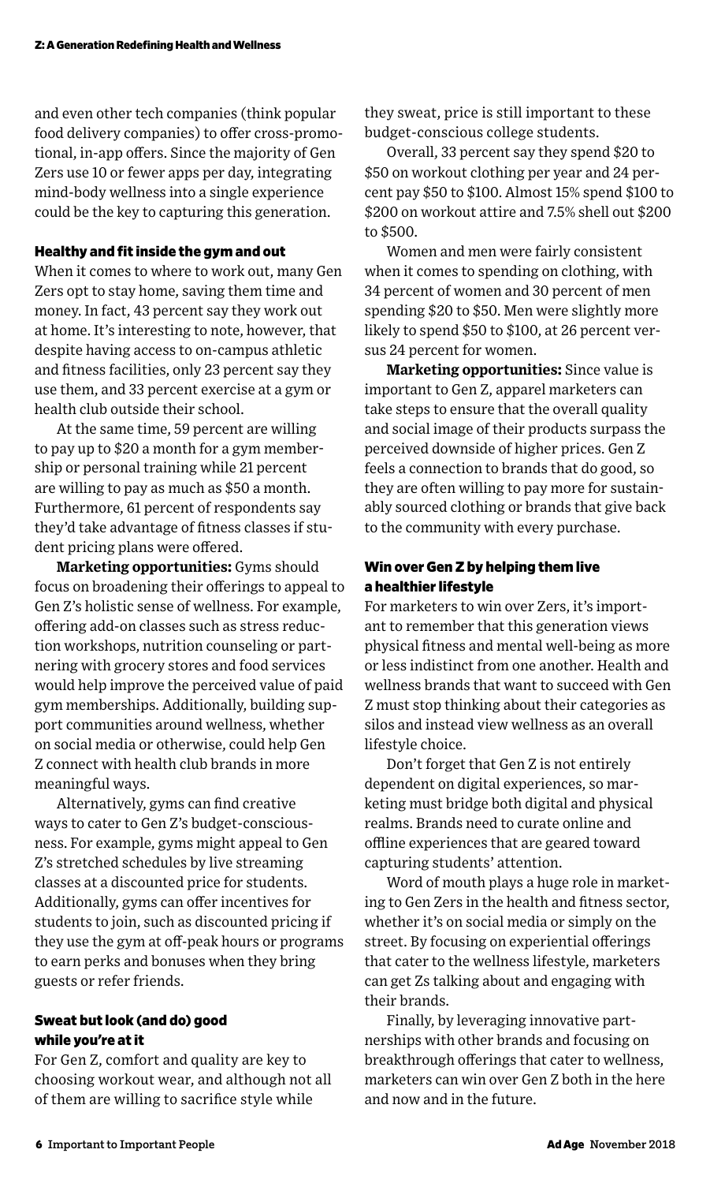and even other tech companies (think popular food delivery companies) to offer cross-promotional, in-app offers. Since the majority of Gen Zers use 10 or fewer apps per day, integrating mind-body wellness into a single experience could be the key to capturing this generation.

### Healthy and fit inside the gym and out

When it comes to where to work out, many Gen Zers opt to stay home, saving them time and money. In fact, 43 percent say they work out at home. It's interesting to note, however, that despite having access to on-campus athletic and fitness facilities, only 23 percent say they use them, and 33 percent exercise at a gym or health club outside their school.

At the same time, 59 percent are willing to pay up to $20 a month for a gym membership or personal training while 21 percent are willing to pay as much as $50 a month. Furthermore, 61 percent of respondents say they'd take advantage of fitness classes if student pricing plans were offered.

**Marketing opportunities:** Gyms should focus on broadening their offerings to appeal to Gen Z's holistic sense of wellness. For example, offering add-on classes such as stress reduction workshops, nutrition counseling or partnering with grocery stores and food services would help improve the perceived value of paid gym memberships. Additionally, building support communities around wellness, whether on social media or otherwise, could help Gen Z connect with health club brands in more meaningful ways.

Alternatively, gyms can find creative ways to cater to Gen Z's budget-consciousness. For example, gyms might appeal to Gen Z's stretched schedules by live streaming classes at a discounted price for students. Additionally, gyms can offer incentives for students to join, such as discounted pricing if they use the gym at off-peak hours or programs to earn perks and bonuses when they bring guests or refer friends.

### Sweat but look (and do) good while you're at it

For Gen Z, comfort and quality are key to choosing workout wear, and although not all of them are willing to sacrifice style while they sweat, price is still important to these budget-conscious college students.

Overall, 33 percent say they spend $20 to $50 on workout clothing per year and 24 percent pay $50 to $100. Almost 15% spend $100 to $200 on workout attire and 7.5% shell out $200 to $500.

Women and men were fairly consistent when it comes to spending on clothing, with 34 percent of women and 30 percent of men spending $20 to $50. Men were slightly more likely to spend $50 to $100, at 26 percent versus 24 percent for women.

**Marketing opportunities:** Since value is important to Gen Z, apparel marketers can take steps to ensure that the overall quality and social image of their products surpass the perceived downside of higher prices. Gen Z feels a connection to brands that do good, so they are often willing to pay more for sustainably sourced clothing or brands that give back to the community with every purchase.

### Win over Gen Z by helping them live a healthier lifestyle

For marketers to win over Zers, it's important to remember that this generation views physical fitness and mental well-being as more or less indistinct from one another. Health and wellness brands that want to succeed with Gen Z must stop thinking about their categories as silos and instead view wellness as an overall lifestyle choice.

Don't forget that Gen Z is not entirely dependent on digital experiences, so marketing must bridge both digital and physical realms. Brands need to curate online and offline experiences that are geared toward capturing students' attention.

Word of mouth plays a huge role in marketing to Gen Zers in the health and fitness sector, whether it's on social media or simply on the street. By focusing on experiential offerings that cater to the wellness lifestyle, marketers can get Zs talking about and engaging with their brands.

Finally, by leveraging innovative partnerships with other brands and focusing on breakthrough offerings that cater to wellness, marketers can win over Gen Z both in the here and now and in the future.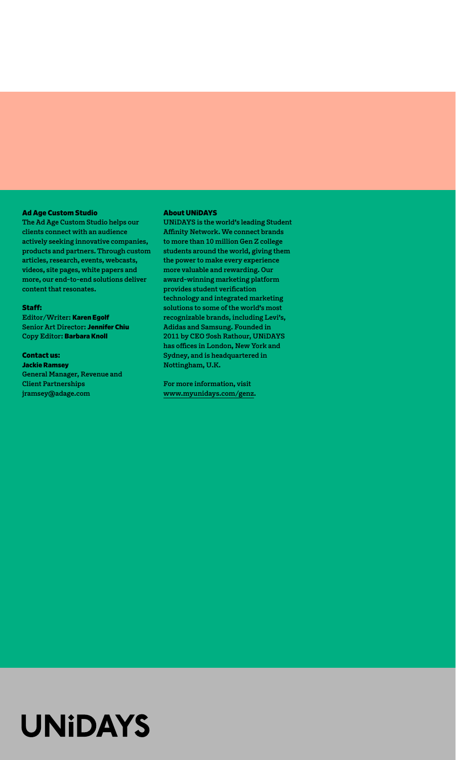### Ad Age Custom Studio

The Ad Age Custom Studio helps our clients connect with an audience actively seeking innovative companies, products and partners. Through custom articles, research, events, webcasts, videos, site pages, white papers and more, our end-to-end solutions deliver content that resonates.

### Staff:

Editor/Writer: **Karen Egolf**
Senior Art Director: **Jennifer Chiu**
Copy Editor: **Barbara Knoll**

### Contact us:

**Jackie Ramsey**
General Manager, Revenue and Client Partnerships
jramsey@adage.com

### About UNiDAYS

UNiDAYS is the world's leading Student Affinity Network. We connect brands to more than 10 million Gen Z college students around the world, giving them the power to make every experience more valuable and rewarding. Our award-winning marketing platform provides student verification technology and integrated marketing solutions to some of the world's most recognizable brands, including Levi's, Adidas and Samsung. Founded in 2011 by CEO Josh Rathour, UNiDAYS has offices in London, New York and Sydney, and is headquartered in Nottingham, U.K.

For more information, visit www.myunidays.com/genz.

UNiDAYS